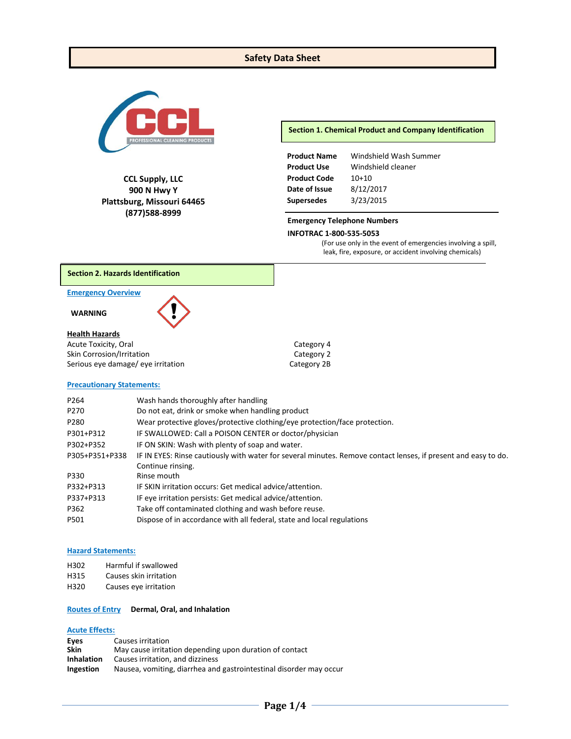# Safety Data Sheet

**CCL Supply, LLC**
**900 N Hwy Y**
**Plattsburg, Missouri 64465**
**(877)588-8999**

## Section 1. Chemical Product and Company Identification

| | |
|---|---|
| **Product Name** | Windshield Wash Summer |
| **Product Use** | Windshield cleaner |
| **Product Code** | 10+10 |
| **Date of Issue** | 8/12/2017 |
| **Supersedes** | 3/23/2015 |

**Emergency Telephone Numbers**

**INFOTRAC 1-800-535-5053**

(For use only in the event of emergencies involving a spill, leak, fire, exposure, or accident involving chemicals)

## Section 2. Hazards Identification

**Emergency Overview**

**WARNING**

**Health Hazards**

| | |
|---|---|
| Acute Toxicity, Oral | Category 4 |
| Skin Corrosion/Irritation | Category 2 |
| Serious eye damage/ eye irritation | Category 2B |

**Precautionary Statements:**

| | |
|---|---|
| P264 | Wash hands thoroughly after handling |
| P270 | Do not eat, drink or smoke when handling product |
| P280 | Wear protective gloves/protective clothing/eye protection/face protection. |
| P301+P312 | IF SWALLOWED: Call a POISON CENTER or doctor/physician |
| P302+P352 | IF ON SKIN: Wash with plenty of soap and water. |
| P305+P351+P338 | IF IN EYES: Rinse cautiously with water for several minutes. Remove contact lenses, if present and easy to do. Continue rinsing. |
| P330 | Rinse mouth |
| P332+P313 | IF SKIN irritation occurs: Get medical advice/attention. |
| P337+P313 | IF eye irritation persists: Get medical advice/attention. |
| P362 | Take off contaminated clothing and wash before reuse. |
| P501 | Dispose of in accordance with all federal, state and local regulations |

**Hazard Statements:**

| | |
|---|---|
| H302 | Harmful if swallowed |
| H315 | Causes skin irritation |
| H320 | Causes eye irritation |

**Routes of Entry** **Dermal, Oral, and Inhalation**

**Acute Effects:**

| | |
|---|---|
| **Eyes** | Causes irritation |
| **Skin** | May cause irritation depending upon duration of contact |
| **Inhalation** | Causes irritation, and dizziness |
| **Ingestion** | Nausea, vomiting, diarrhea and gastrointestinal disorder may occur |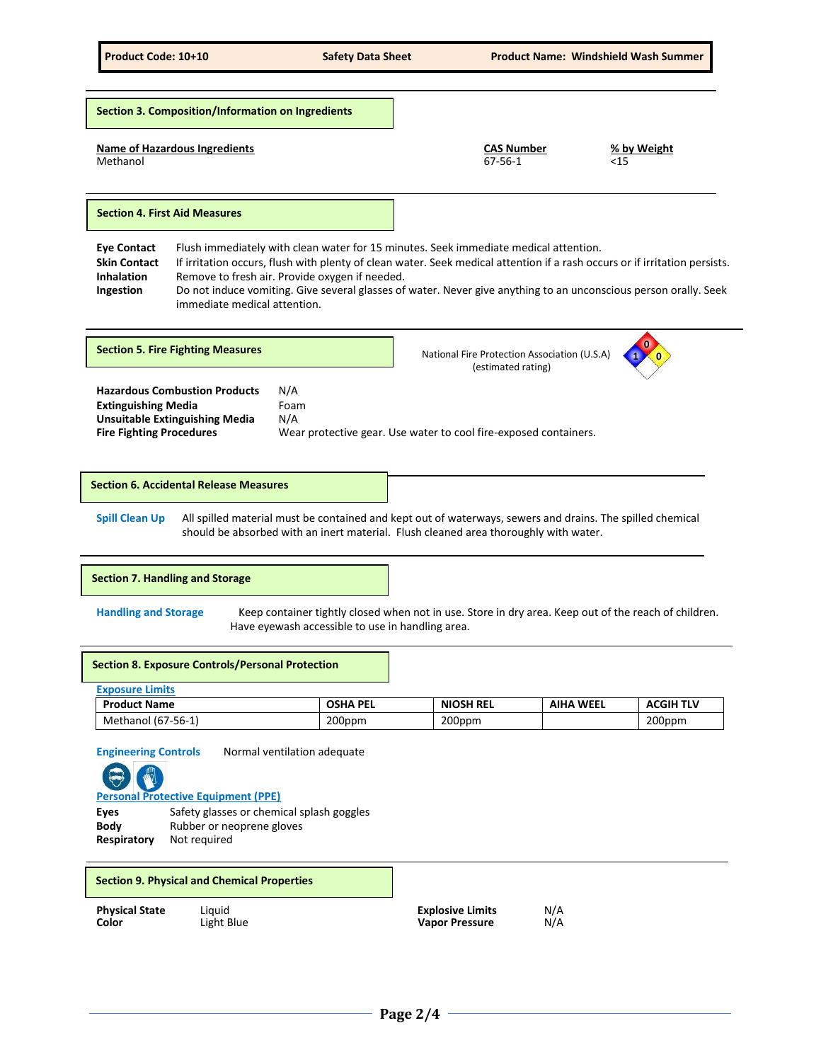## Section 3. Composition/Information on Ingredients

| Name of Hazardous Ingredients | CAS Number | % by Weight |
|---|---|---|
| Methanol | 67-56-1 | <15 |

## Section 4. First Aid Measures

**Eye Contact** Flush immediately with clean water for 15 minutes. Seek immediate medical attention.

**Skin Contact** If irritation occurs, flush with plenty of clean water. Seek medical attention if a rash occurs or if irritation persists.

**Inhalation** Remove to fresh air. Provide oxygen if needed.

**Ingestion** Do not induce vomiting. Give several glasses of water. Never give anything to an unconscious person orally. Seek immediate medical attention.

## Section 5. Fire Fighting Measures

National Fire Protection Association (U.S.A) (estimated rating)

Health: 1, Flammability: 0, Reactivity: 0

**Hazardous Combustion Products** N/A

**Extinguishing Media** Foam

**Unsuitable Extinguishing Media** N/A

**Fire Fighting Procedures** Wear protective gear. Use water to cool fire-exposed containers.

## Section 6. Accidental Release Measures

**Spill Clean Up** All spilled material must be contained and kept out of waterways, sewers and drains. The spilled chemical should be absorbed with an inert material. Flush cleaned area thoroughly with water.

## Section 7. Handling and Storage

**Handling and Storage** Keep container tightly closed when not in use. Store in dry area. Keep out of the reach of children. Have eyewash accessible to use in handling area.

## Section 8. Exposure Controls/Personal Protection

**Exposure Limits**

| Product Name | OSHA PEL | NIOSH REL | AIHA WEEL | ACGIH TLV |
|---|---|---|---|---|
| Methanol (67-56-1) | 200ppm | 200ppm | | 200ppm |

**Engineering Controls** Normal ventilation adequate

**Personal Protective Equipment (PPE)**

**Eyes** Safety glasses or chemical splash goggles

**Body** Rubber or neoprene gloves

**Respiratory** Not required

## Section 9. Physical and Chemical Properties

| | | | |
|---|---|---|---|
| **Physical State** | Liquid | **Explosive Limits** | N/A |
| **Color** | Light Blue | **Vapor Pressure** | N/A |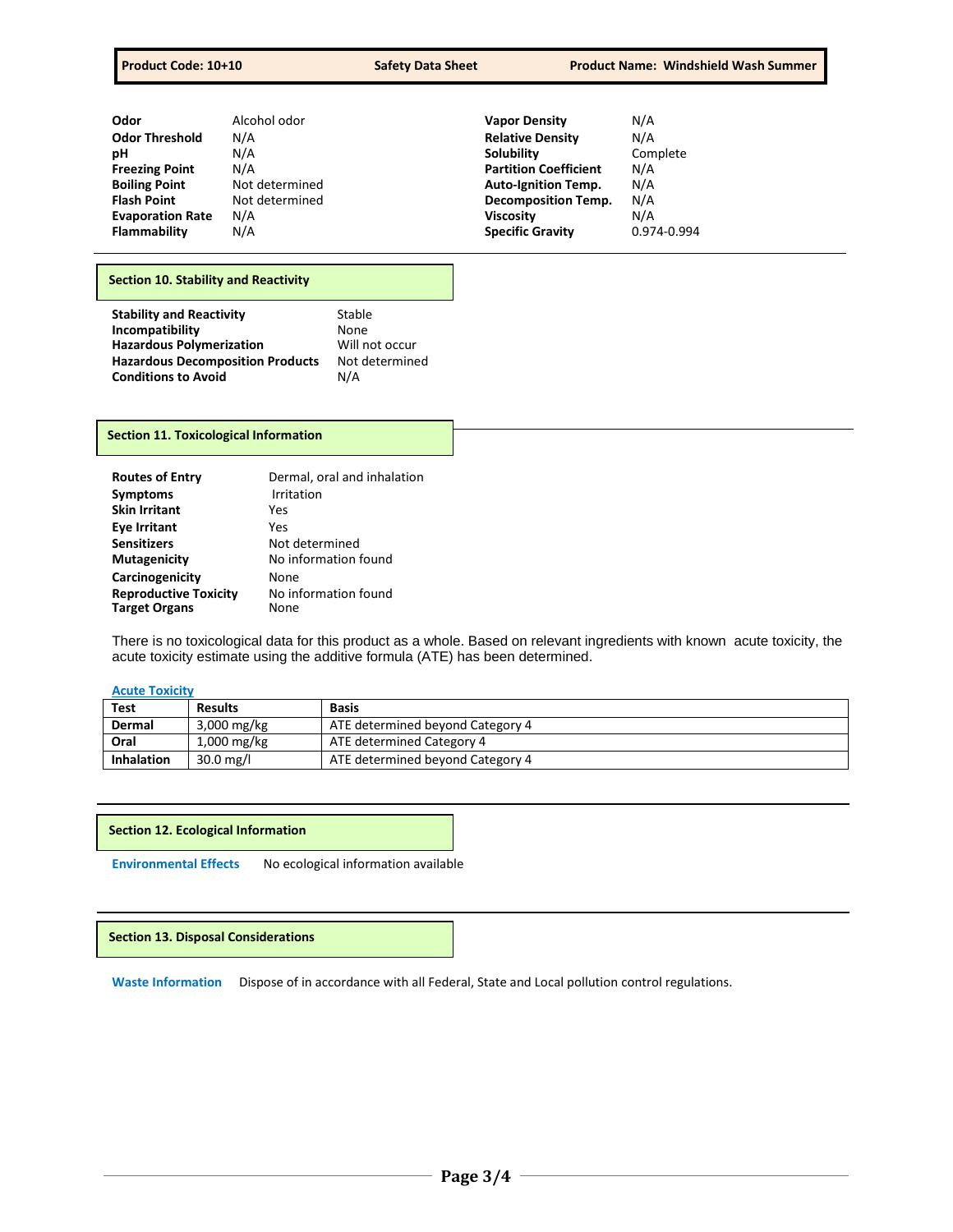| | | | |
|---|---|---|---|
| **Odor** | Alcohol odor | **Vapor Density** | N/A |
| **Odor Threshold** | N/A | **Relative Density** | N/A |
| **pH** | N/A | **Solubility** | Complete |
| **Freezing Point** | N/A | **Partition Coefficient** | N/A |
| **Boiling Point** | Not determined | **Auto-Ignition Temp.** | N/A |
| **Flash Point** | Not determined | **Decomposition Temp.** | N/A |
| **Evaporation Rate** | N/A | **Viscosity** | N/A |
| **Flammability** | N/A | **Specific Gravity** | 0.974-0.994 |

## Section 10. Stability and Reactivity

| | |
|---|---|
| **Stability and Reactivity** | Stable |
| **Incompatibility** | None |
| **Hazardous Polymerization** | Will not occur |
| **Hazardous Decomposition Products** | Not determined |
| **Conditions to Avoid** | N/A |

## Section 11. Toxicological Information

| | |
|---|---|
| **Routes of Entry** | Dermal, oral and inhalation |
| **Symptoms** | Irritation |
| **Skin Irritant** | Yes |
| **Eye Irritant** | Yes |
| **Sensitizers** | Not determined |
| **Mutagenicity** | No information found |
| **Carcinogenicity** | None |
| **Reproductive Toxicity** | No information found |
| **Target Organs** | None |

There is no toxicological data for this product as a whole. Based on relevant ingredients with known acute toxicity, the acute toxicity estimate using the additive formula (ATE) has been determined.

**Acute Toxicity**

| Test | Results | Basis |
|---|---|---|
| **Dermal** | 3,000 mg/kg | ATE determined beyond Category 4 |
| **Oral** | 1,000 mg/kg | ATE determined Category 4 |
| **Inhalation** | 30.0 mg/l | ATE determined beyond Category 4 |

## Section 12. Ecological Information

**Environmental Effects** No ecological information available

## Section 13. Disposal Considerations

**Waste Information** Dispose of in accordance with all Federal, State and Local pollution control regulations.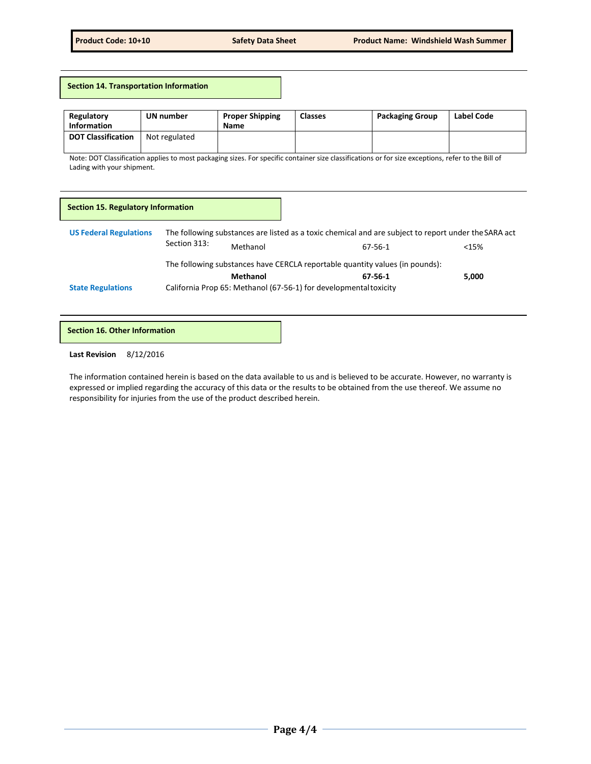## Section 14. Transportation Information

| Regulatory Information | UN number | Proper Shipping Name | Classes | Packaging Group | Label Code |
|---|---|---|---|---|---|
| **DOT Classification** | Not regulated | | | | |

Note: DOT Classification applies to most packaging sizes. For specific container size classifications or for size exceptions, refer to the Bill of Lading with your shipment.

## Section 15. Regulatory Information

**US Federal Regulations**

The following substances are listed as a toxic chemical and are subject to report under the SARA act Section 313:

| | | |
|---|---|---|
| Methanol | 67-56-1 | <15% |

The following substances have CERCLA reportable quantity values (in pounds):

| | | |
|---|---|---|
| **Methanol** | **67-56-1** | **5,000** |

**State Regulations**

California Prop 65: Methanol (67-56-1) for developmental toxicity

## Section 16. Other Information

**Last Revision** 8/12/2016

The information contained herein is based on the data available to us and is believed to be accurate. However, no warranty is expressed or implied regarding the accuracy of this data or the results to be obtained from the use thereof. We assume no responsibility for injuries from the use of the product described herein.